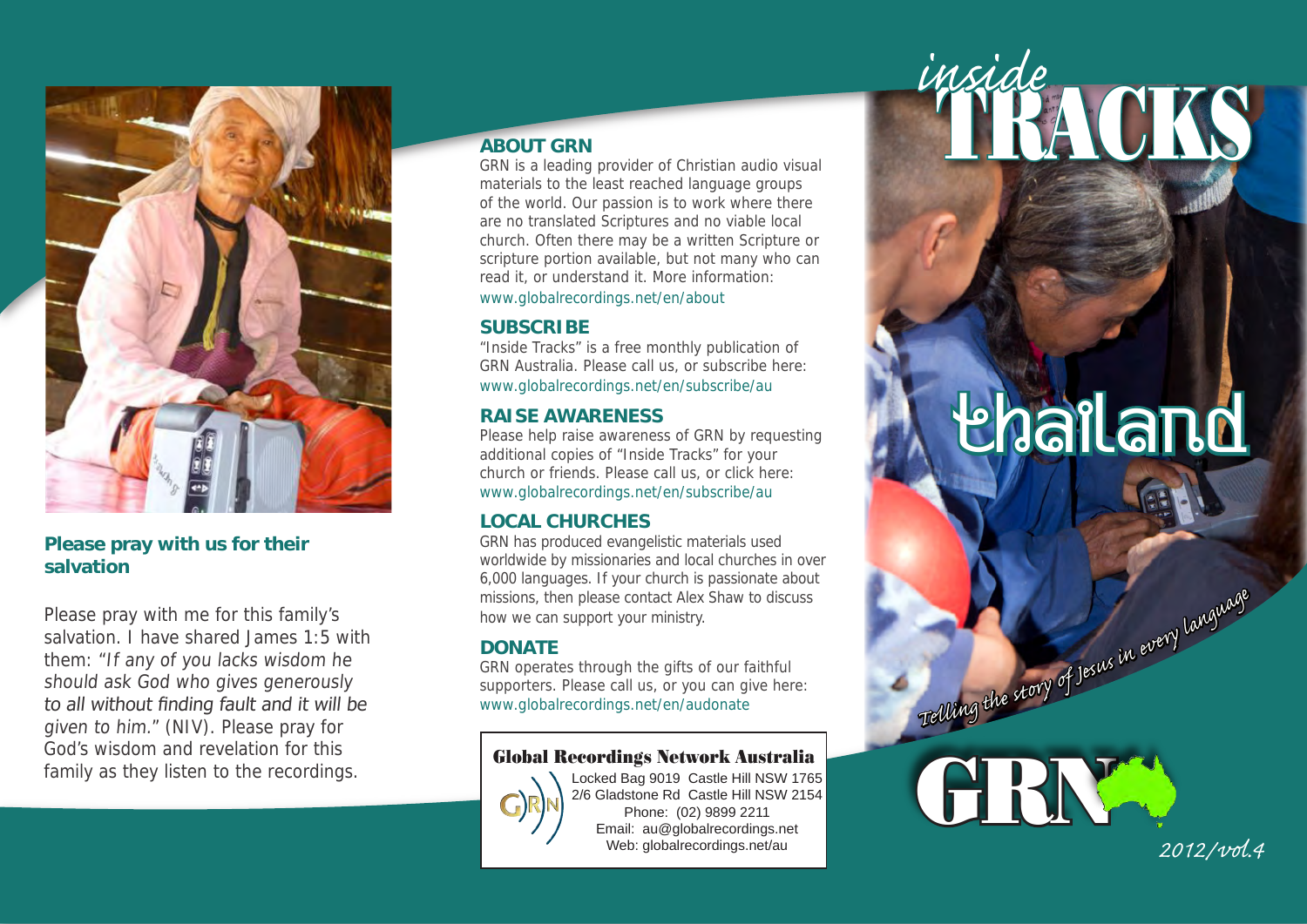**Please pray with us for their salvation**

Please pray with me for this family's salvation. I have shared James 1:5 with them: "*If any of you lacks wisdom he should ask God who gives generously to all without finding fault and it will be given to him.*" (NIV). Please pray for God's wisdom and revelation for this family as they listen to the recordings.

## ABOUT GRN

GRN is a leading provider of Christian audio visual materials to the least reached language groups of the world. Our passion is to work where there are no translated Scriptures and no viable local church. Often there may be a written Scripture or scripture portion available, but not many who can read it, or understand it. More information: www.globalrecordings.net/en/about

## SUBSCRIBE

"Inside Tracks" is a free monthly publication of GRN Australia. Please call us, or subscribe here: www.globalrecordings.net/en/subscribe/au

## RAISE AWARENESS

Please help raise awareness of GRN by requesting additional copies of "Inside Tracks" for your church or friends. Please call us, or click here: www.globalrecordings.net/en/subscribe/au

## LOCAL CHURCHES

GRN has produced evangelistic materials used worldwide by missionaries and local churches in over 6,000 languages. If your church is passionate about missions, then please contact Alex Shaw to discuss how we can support your ministry.

## DONATE

GRN operates through the gifts of our faithful supporters. Please call us, or you can give here: www.globalrecordings.net/en/audonate

**Global Recordings Network Australia**

Locked Bag 9019 Castle Hill NSW 1765
2/6 Gladstone Rd Castle Hill NSW 2154
Phone: (02) 9899 2211
Email: au@globalrecordings.net
Web: globalrecordings.net/au

# *inside* TRACKS

# thailand

*Telling the story of Jesus in every language*

GRN

*2012/vol.4*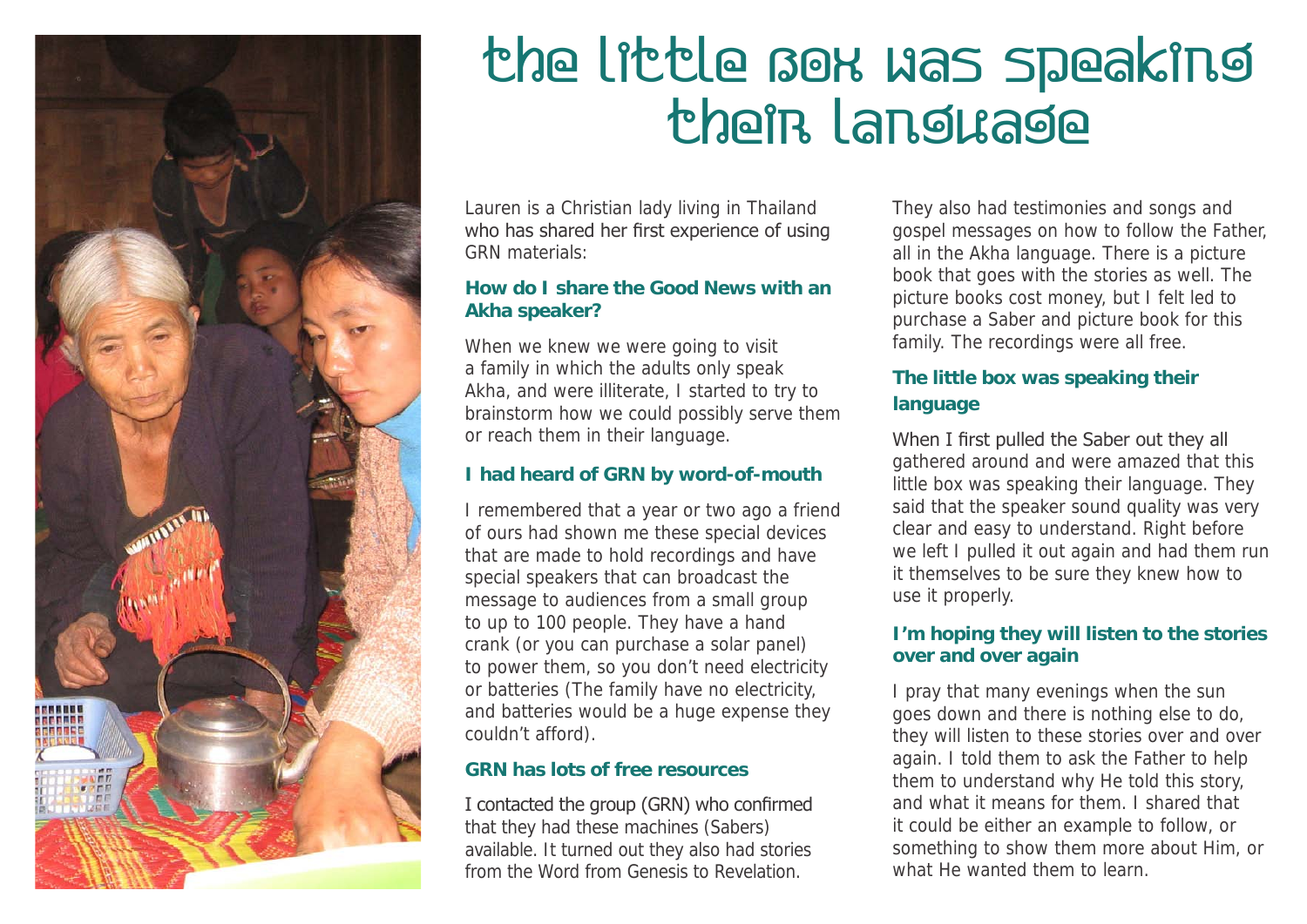# the little box was speaking their language

Lauren is a Christian lady living in Thailand who has shared her first experience of using GRN materials:

### How do I share the Good News with an Akha speaker?

When we knew we were going to visit a family in which the adults only speak Akha, and were illiterate, I started to try to brainstorm how we could possibly serve them or reach them in their language.

### I had heard of GRN by word-of-mouth

I remembered that a year or two ago a friend of ours had shown me these special devices that are made to hold recordings and have special speakers that can broadcast the message to audiences from a small group to up to 100 people. They have a hand crank (or you can purchase a solar panel) to power them, so you don't need electricity or batteries (The family have no electricity, and batteries would be a huge expense they couldn't afford).

### GRN has lots of free resources

I contacted the group (GRN) who confirmed that they had these machines (Sabers) available. It turned out they also had stories from the Word from Genesis to Revelation.

They also had testimonies and songs and gospel messages on how to follow the Father, all in the Akha language. There is a picture book that goes with the stories as well. The picture books cost money, but I felt led to purchase a Saber and picture book for this family. The recordings were all free.

### The little box was speaking their language

When I first pulled the Saber out they all gathered around and were amazed that this little box was speaking their language. They said that the speaker sound quality was very clear and easy to understand. Right before we left I pulled it out again and had them run it themselves to be sure they knew how to use it properly.

### I'm hoping they will listen to the stories over and over again

I pray that many evenings when the sun goes down and there is nothing else to do, they will listen to these stories over and over again. I told them to ask the Father to help them to understand why He told this story, and what it means for them. I shared that it could be either an example to follow, or something to show them more about Him, or what He wanted them to learn.